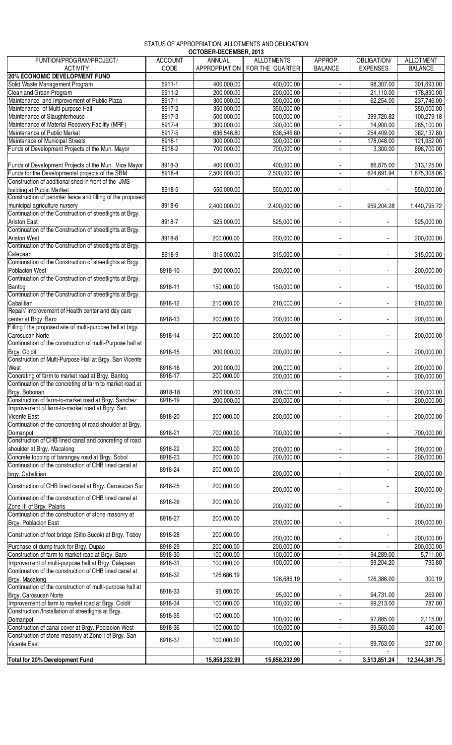# STATUS OF APPROPRIATION, ALLOTMENTS AND OBLIGATION

## OCTOBER-DECEMBER, 2013

| FUNTION/PROGRAM/PROJECT/ ACTIVITY | ACCOUNT CODE | ANNUAL APPROPRIATION | ALLOTMENTS FOR THE QUARTER | APPROP. BALANCE | OBLIGATION/ EXPENSES | ALLOTMENT BALANCE |
|---|---|---|---|---|---|---|
| **20% ECONOMIC DEVELOPMENT FUND** | | | | | | |
| Solid Waste Management Program | 6911-1 | 400,000.00 | 400,000.00 | - | 98,307.00 | 301,693.00 |
| Clean and Green Program | 6911-2 | 200,000.00 | 200,000.00 | - | 21,110.00 | 178,890.00 |
| Maintenance and Improvement of Public Plaza | 8917-1 | 300,000.00 | 300,000.00 | - | 62,254.00 | 237,746.00 |
| Maintenance of Multi-purpose Hall | 8917-2 | 350,000.00 | 350,000.00 | - | - | 350,000.00 |
| Maintenance of Slaughterhouse | 8917-3 | 500,000.00 | 500,000.00 | - | 399,720.82 | 100,279.18 |
| Maintenance of Material Recovery Facility (MRF) | 8917-4 | 300,000.00 | 300,000.00 | - | 14,900.00 | 285,100.00 |
| Maintenance of Public Market | 8917-5 | 636,546.80 | 636,546.80 | - | 254,409.00 | 382,137.80 |
| Maintenace of Municipal Streets | 8918-1 | 300,000.00 | 300,000.00 | - | 178,048.00 | 121,952.00 |
| Funds of Development Projects of the Mun. Mayor | 8918-2 | 700,000.00 | 700,000.00 | - | 3,300.00 | 696,700.00 |
| Funds of Development Projects of the Mun. Vice Mayor | 8918-3 | 400,000.00 | 400,000.00 | - | 86,875.00 | 313,125.00 |
| Funds for the Developmental projects of the SBM | 8918-4 | 2,500,000.00 | 2,500,000.00 | - | 624,691.94 | 1,875,308.06 |
| Construction of additional shed in front of the JMS building at Public Marlket | 8918-5 | 550,000.00 | 550,000.00 | - | - | 550,000.00 |
| Construction of perimter fence and filling of the proposed municipal agriculture nursery | 8918-6 | 2,400,000.00 | 2,400,000.00 | - | 959,204.28 | 1,440,795.72 |
| Continuation of the Construction of streetlights at Brgy. Ariston East | 8918-7 | 525,000.00 | 525,000.00 | - | - | 525,000.00 |
| Continuation of the Construction of streetlights at Brgy. Ariston West | 8918-8 | 200,000.00 | 200,000.00 | - | - | 200,000.00 |
| Continuation of the Construction of streetlights at Brgy. Calepaan | 8918-9 | 315,000.00 | 315,000.00 | - | - | 315,000.00 |
| Continuation of the Construction of streetlights at Brgy. Poblacion West | 8918-10 | 200,000.00 | 200,000.00 | - | - | 200,000.00 |
| Continuation of the Construction of streetlights at Brgy. Bantog | 8918-11 | 150,000.00 | 150,000.00 | - | - | 150,000.00 |
| Continuation of the Construction of streetlights at Brgy. Cabalitian | 8918-12 | 210,000.00 | 210,000.00 | - | - | 210,000.00 |
| Repair/ Improvement of Health center and day care center at Brgy. Baro | 8918-13 | 200,000.00 | 200,000.00 | - | - | 200,000.00 |
| Filling f the proposed site of multi-purpose hall at brgy. Carosucan Norte | 8918-14 | 200,000.00 | 200,000.00 | - | - | 200,000.00 |
| Continuation of the construction of multi-Purpose hall at Brgy. Coldit | 8918-15 | 200,000.00 | 200,000.00 | - | - | 200,000.00 |
| Construction of Multi-Purpose Hall at Brgy. San Vicente West | 8918-16 | 200,000.00 | 200,000.00 | - | - | 200,000.00 |
| Concreting of farm to market road at Brgy. Bantog | 8918-17 | 200,000.00 | 200,000.00 | - | - | 200,000.00 |
| Continuation of the concreting of farm to market road at Brgy. Bobonan | 8918-18 | 200,000.00 | 200,000.00 | - | - | 200,000.00 |
| Construction of farm-to-market road at Brgy. Sanchez | 8918-19 | 200,000.00 | 200,000.00 | - | - | 200,000.00 |
| Improvement of farm-to-market road at Bgry. San Vicente East | 8918-20 | 200,000.00 | 200,000.00 | - | - | 200,000.00 |
| Continuation of the concreting of road shoulder at Brgy. Domanpot | 8918-21 | 700,000.00 | 700,000.00 | - | - | 700,000.00 |
| Construction of CHB lined canal and concreting of road shoulder at Brgy. Macalong | 8918-22 | 200,000.00 | 200,000.00 | - | - | 200,000.00 |
| Concrete topping of barangay road at Brgy. Sobol | 8918-23 | 200,000.00 | 200,000.00 | - | - | 200,000.00 |
| Continuation of the construction of CHB lined canal at brgy. Cabalitian | 8918-24 | 200,000.00 | 200,000.00 | - | - | 200,000.00 |
| Construction of CHB lined canal at Brgy. Carosucan Sur | 8918-25 | 200,000.00 | 200,000.00 | - | - | 200,000.00 |
| Continuation of the construction of CHB lined canal at Zone III of Brgy. Palaris | 8918-26 | 200,000.00 | 200,000.00 | - | - | 200,000.00 |
| Continuation of the construction of stone masonry at Brgy. Poblacion East | 8918-27 | 200,000.00 | 200,000.00 | - | - | 200,000.00 |
| Construction of foot bridge (Sitio Sucok) at Brgy. Toboy | 8918-28 | 200,000.00 | 200,000.00 | - | - | 200,000.00 |
| Purchase of dump truck for Brgy. Dupac | 8918-29 | 200,000.00 | 200,000.00 | - | - | 200,000.00 |
| Construction of farm to market road at Brgy. Baro | 8918-30 | 100,000.00 | 100,000.00 | - | 94,289.00 | 5,711.00 |
| Improvement of multi-purpose hall at Brgy. Calepaan | 8918-31 | 100,000.00 | 100,000.00 | - | 99,204.20 | 795.80 |
| Continuation of the construction of CHB lined canal at Brgy. Macalong | 8918-32 | 126,686.19 | 126,686.19 | - | 126,386.00 | 300.19 |
| Continuation of the construction of multi-purpose hall at Brgy. Carosucan Norte | 8918-33 | 95,000.00 | 95,000.00 | - | 94,731.00 | 269.00 |
| Improvement of farm to market road at Brgy. Coldit | 8918-34 | 100,000.00 | 100,000.00 | - | 99,213.00 | 787.00 |
| Construction /Installation of streetlights at Brgy. Domanpot | 8918-35 | 100,000.00 | 100,000.00 | - | 97,885.00 | 2,115.00 |
| Construction of canal cover at Brgy. Poblacion West | 8918-36 | 100,000.00 | 100,000.00 | - | 99,560.00 | 440.00 |
| Construction of stone masonry at Zone I of Brgy. San Vicente East | 8918-37 | 100,000.00 | 100,000.00 | - | 99,763.00 | 237.00 |
| | | | | - | - | |
| **Total for 20% Development Fund** | | **15,858,232.99** | **15,858,232.99** | **-** | **3,513,851.24** | **12,344,381.75** |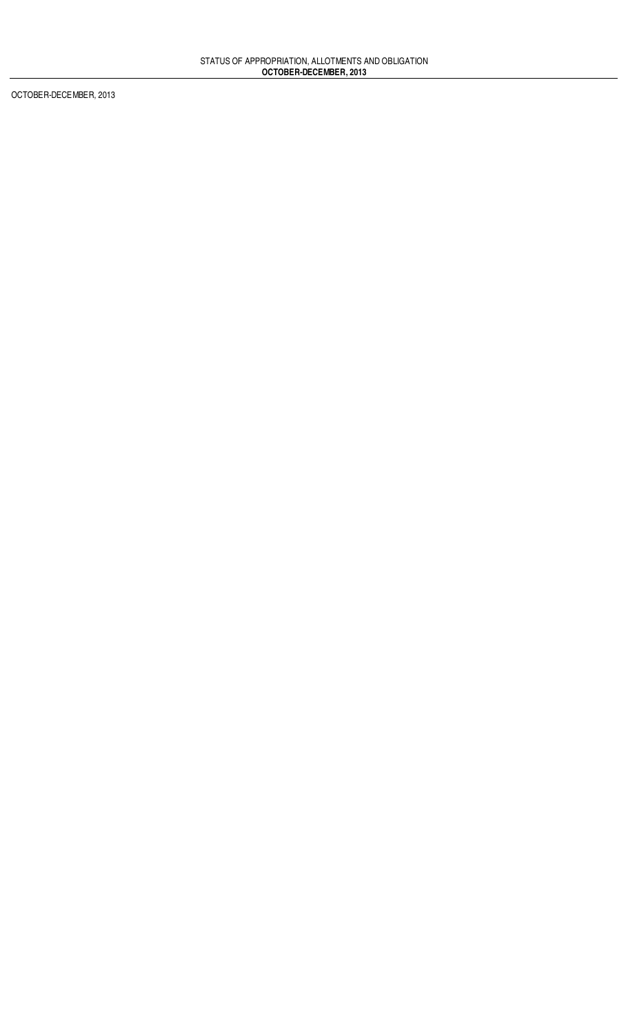OCTOBER-DECEMBER, 2013